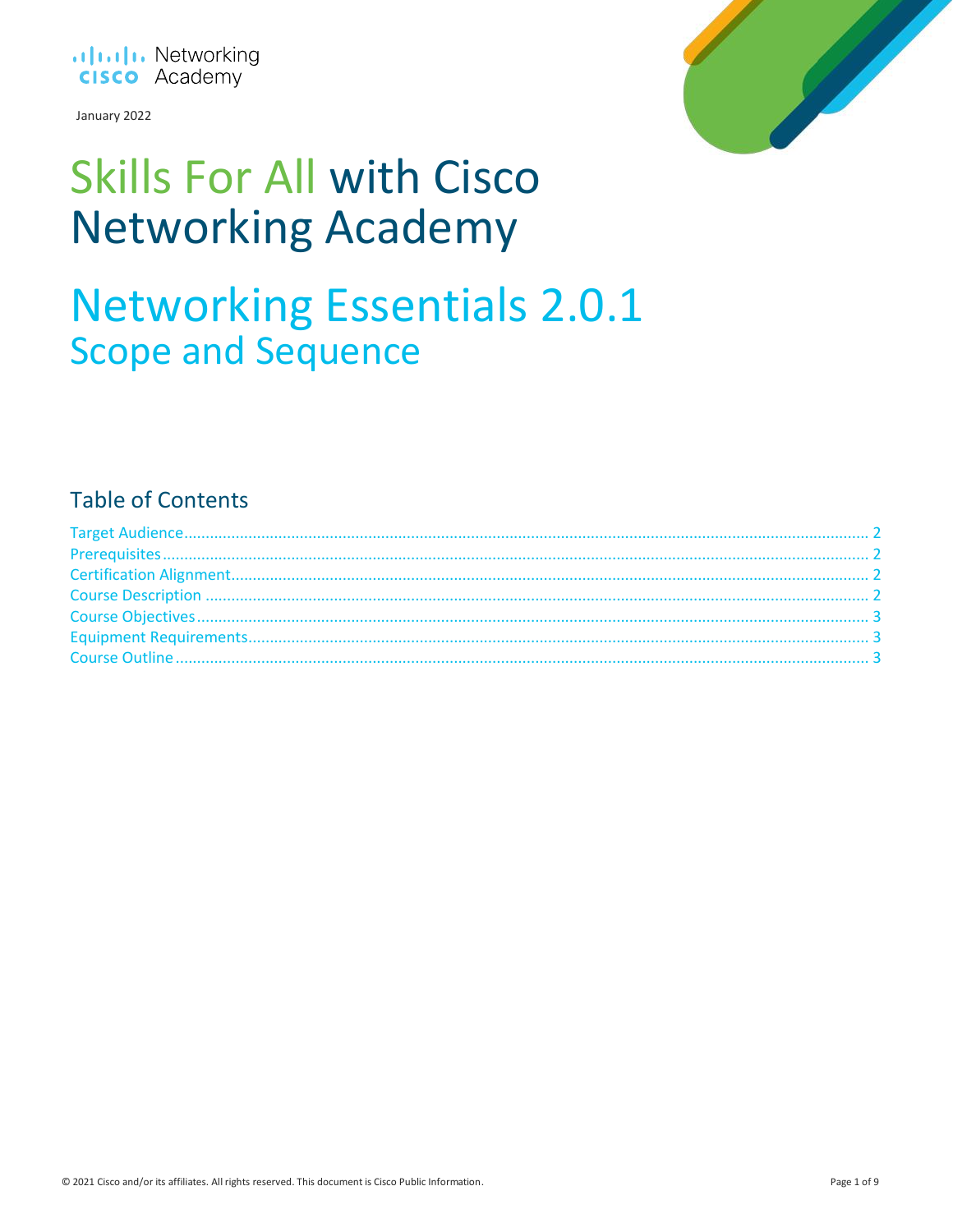Cisco Networking Academy

January 2022

# Skills For All with Cisco Networking Academy

# Networking Essentials 2.0.1

## Scope and Sequence

## Table of Contents

Target Audience ..... 2
Prerequisites ..... 2
Certification Alignment ..... 2
Course Description ..... 2
Course Objectives ..... 3
Equipment Requirements ..... 3
Course Outline ..... 3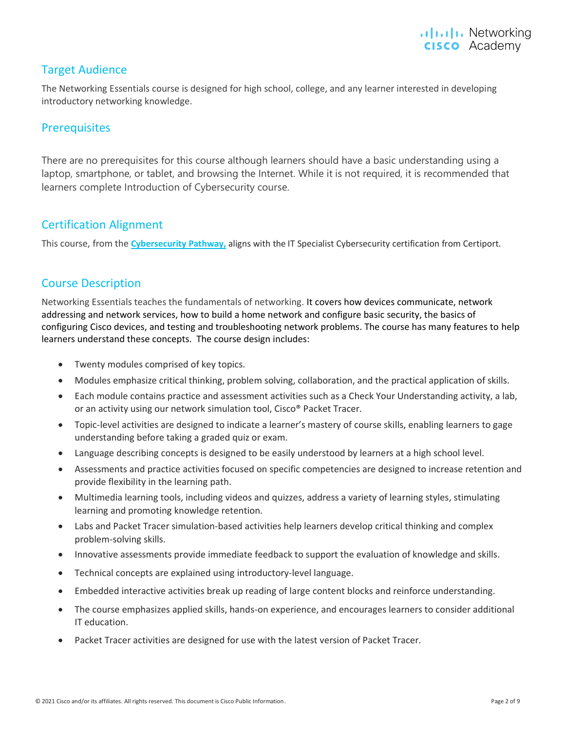## Target Audience

The Networking Essentials course is designed for high school, college, and any learner interested in developing introductory networking knowledge.

## Prerequisites

There are no prerequisites for this course although learners should have a basic understanding using a laptop, smartphone, or tablet, and browsing the Internet. While it is not required, it is recommended that learners complete Introduction of Cybersecurity course.

## Certification Alignment

This course, from the **Cybersecurity Pathway,** aligns with the IT Specialist Cybersecurity certification from Certiport.

## Course Description

Networking Essentials teaches the fundamentals of networking. It covers how devices communicate, network addressing and network services, how to build a home network and configure basic security, the basics of configuring Cisco devices, and testing and troubleshooting network problems. The course has many features to help learners understand these concepts. The course design includes:

- Twenty modules comprised of key topics.
- Modules emphasize critical thinking, problem solving, collaboration, and the practical application of skills.
- Each module contains practice and assessment activities such as a Check Your Understanding activity, a lab, or an activity using our network simulation tool, Cisco® Packet Tracer.
- Topic-level activities are designed to indicate a learner's mastery of course skills, enabling learners to gage understanding before taking a graded quiz or exam.
- Language describing concepts is designed to be easily understood by learners at a high school level.
- Assessments and practice activities focused on specific competencies are designed to increase retention and provide flexibility in the learning path.
- Multimedia learning tools, including videos and quizzes, address a variety of learning styles, stimulating learning and promoting knowledge retention.
- Labs and Packet Tracer simulation-based activities help learners develop critical thinking and complex problem-solving skills.
- Innovative assessments provide immediate feedback to support the evaluation of knowledge and skills.
- Technical concepts are explained using introductory-level language.
- Embedded interactive activities break up reading of large content blocks and reinforce understanding.
- The course emphasizes applied skills, hands-on experience, and encourages learners to consider additional IT education.
- Packet Tracer activities are designed for use with the latest version of Packet Tracer.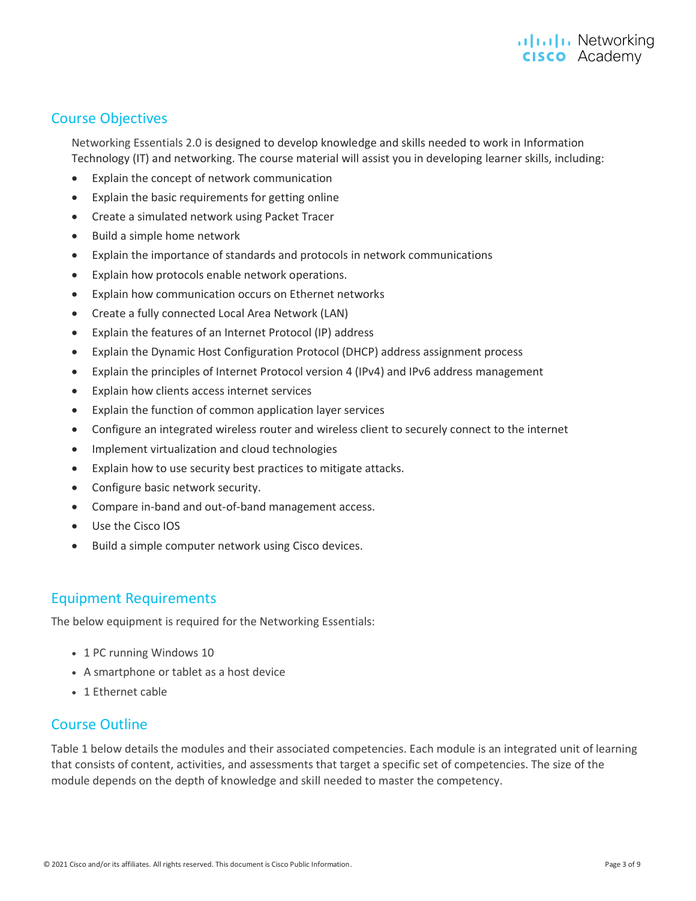## Course Objectives

Networking Essentials 2.0 is designed to develop knowledge and skills needed to work in Information Technology (IT) and networking. The course material will assist you in developing learner skills, including:

- Explain the concept of network communication
- Explain the basic requirements for getting online
- Create a simulated network using Packet Tracer
- Build a simple home network
- Explain the importance of standards and protocols in network communications
- Explain how protocols enable network operations.
- Explain how communication occurs on Ethernet networks
- Create a fully connected Local Area Network (LAN)
- Explain the features of an Internet Protocol (IP) address
- Explain the Dynamic Host Configuration Protocol (DHCP) address assignment process
- Explain the principles of Internet Protocol version 4 (IPv4) and IPv6 address management
- Explain how clients access internet services
- Explain the function of common application layer services
- Configure an integrated wireless router and wireless client to securely connect to the internet
- Implement virtualization and cloud technologies
- Explain how to use security best practices to mitigate attacks.
- Configure basic network security.
- Compare in-band and out-of-band management access.
- Use the Cisco IOS
- Build a simple computer network using Cisco devices.

## Equipment Requirements

The below equipment is required for the Networking Essentials:

- 1 PC running Windows 10
- A smartphone or tablet as a host device
- 1 Ethernet cable

## Course Outline

Table 1 below details the modules and their associated competencies. Each module is an integrated unit of learning that consists of content, activities, and assessments that target a specific set of competencies. The size of the module depends on the depth of knowledge and skill needed to master the competency.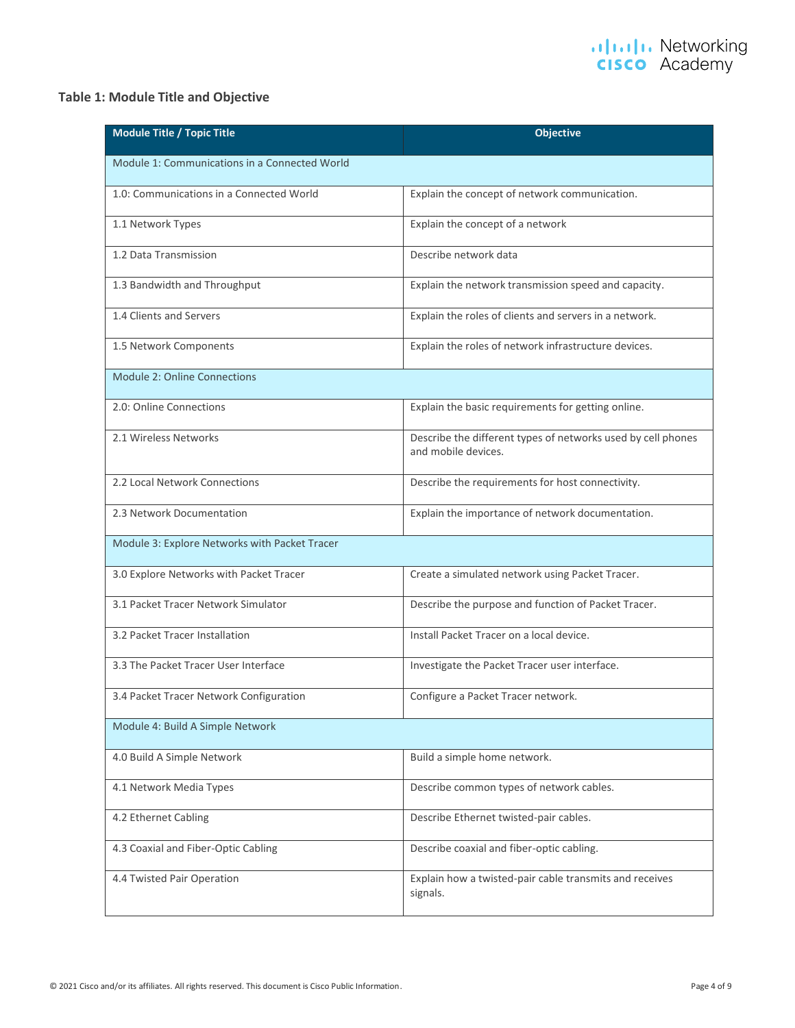### Table 1: Module Title and Objective

| Module Title / Topic Title | Objective |
|---|---|
| Module 1: Communications in a Connected World | |
| 1.0: Communications in a Connected World | Explain the concept of network communication. |
| 1.1 Network Types | Explain the concept of a network |
| 1.2 Data Transmission | Describe network data |
| 1.3 Bandwidth and Throughput | Explain the network transmission speed and capacity. |
| 1.4 Clients and Servers | Explain the roles of clients and servers in a network. |
| 1.5 Network Components | Explain the roles of network infrastructure devices. |
| Module 2: Online Connections | |
| 2.0: Online Connections | Explain the basic requirements for getting online. |
| 2.1 Wireless Networks | Describe the different types of networks used by cell phones and mobile devices. |
| 2.2 Local Network Connections | Describe the requirements for host connectivity. |
| 2.3 Network Documentation | Explain the importance of network documentation. |
| Module 3: Explore Networks with Packet Tracer | |
| 3.0 Explore Networks with Packet Tracer | Create a simulated network using Packet Tracer. |
| 3.1 Packet Tracer Network Simulator | Describe the purpose and function of Packet Tracer. |
| 3.2 Packet Tracer Installation | Install Packet Tracer on a local device. |
| 3.3 The Packet Tracer User Interface | Investigate the Packet Tracer user interface. |
| 3.4 Packet Tracer Network Configuration | Configure a Packet Tracer network. |
| Module 4: Build A Simple Network | |
| 4.0 Build A Simple Network | Build a simple home network. |
| 4.1 Network Media Types | Describe common types of network cables. |
| 4.2 Ethernet Cabling | Describe Ethernet twisted-pair cables. |
| 4.3 Coaxial and Fiber-Optic Cabling | Describe coaxial and fiber-optic cabling. |
| 4.4 Twisted Pair Operation | Explain how a twisted-pair cable transmits and receives signals. |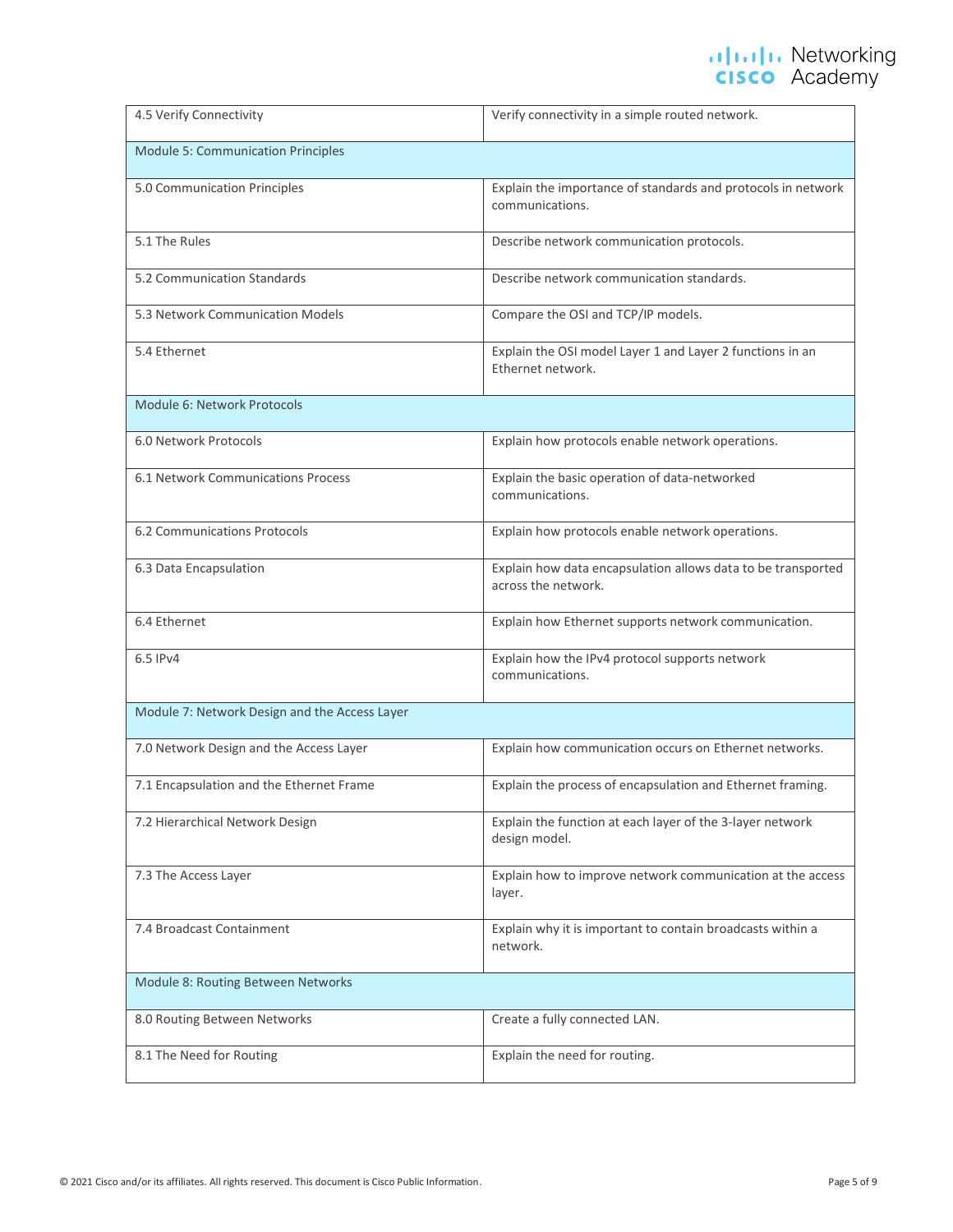| | |
|---|---|
| 4.5 Verify Connectivity | Verify connectivity in a simple routed network. |
| Module 5: Communication Principles | |
| 5.0 Communication Principles | Explain the importance of standards and protocols in network communications. |
| 5.1 The Rules | Describe network communication protocols. |
| 5.2 Communication Standards | Describe network communication standards. |
| 5.3 Network Communication Models | Compare the OSI and TCP/IP models. |
| 5.4 Ethernet | Explain the OSI model Layer 1 and Layer 2 functions in an Ethernet network. |
| Module 6: Network Protocols | |
| 6.0 Network Protocols | Explain how protocols enable network operations. |
| 6.1 Network Communications Process | Explain the basic operation of data-networked communications. |
| 6.2 Communications Protocols | Explain how protocols enable network operations. |
| 6.3 Data Encapsulation | Explain how data encapsulation allows data to be transported across the network. |
| 6.4 Ethernet | Explain how Ethernet supports network communication. |
| 6.5 IPv4 | Explain how the IPv4 protocol supports network communications. |
| Module 7: Network Design and the Access Layer | |
| 7.0 Network Design and the Access Layer | Explain how communication occurs on Ethernet networks. |
| 7.1 Encapsulation and the Ethernet Frame | Explain the process of encapsulation and Ethernet framing. |
| 7.2 Hierarchical Network Design | Explain the function at each layer of the 3-layer network design model. |
| 7.3 The Access Layer | Explain how to improve network communication at the access layer. |
| 7.4 Broadcast Containment | Explain why it is important to contain broadcasts within a network. |
| Module 8: Routing Between Networks | |
| 8.0 Routing Between Networks | Create a fully connected LAN. |
| 8.1 The Need for Routing | Explain the need for routing. |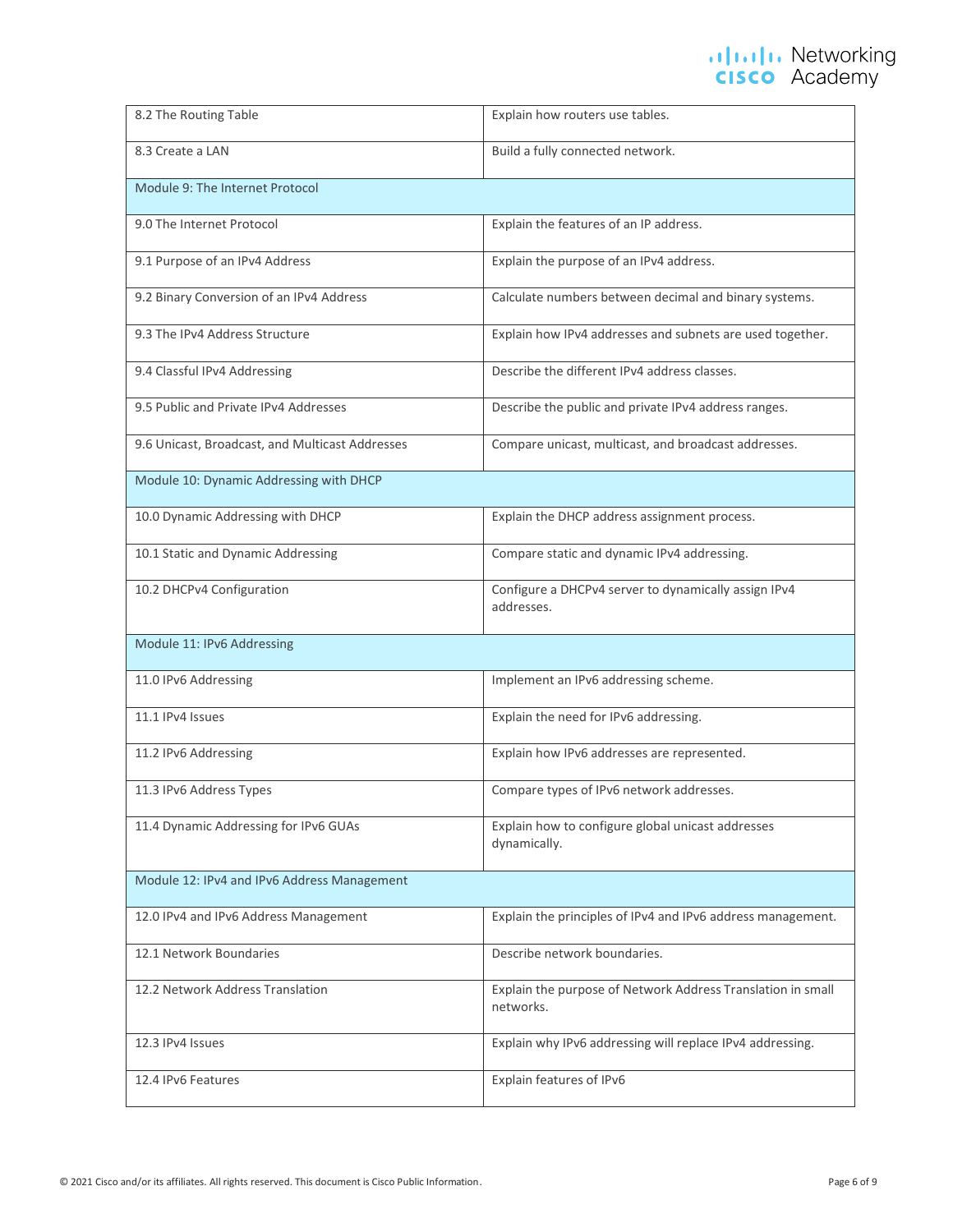| | |
|---|---|
| 8.2 The Routing Table | Explain how routers use tables. |
| 8.3 Create a LAN | Build a fully connected network. |
| Module 9: The Internet Protocol | |
| 9.0 The Internet Protocol | Explain the features of an IP address. |
| 9.1 Purpose of an IPv4 Address | Explain the purpose of an IPv4 address. |
| 9.2 Binary Conversion of an IPv4 Address | Calculate numbers between decimal and binary systems. |
| 9.3 The IPv4 Address Structure | Explain how IPv4 addresses and subnets are used together. |
| 9.4 Classful IPv4 Addressing | Describe the different IPv4 address classes. |
| 9.5 Public and Private IPv4 Addresses | Describe the public and private IPv4 address ranges. |
| 9.6 Unicast, Broadcast, and Multicast Addresses | Compare unicast, multicast, and broadcast addresses. |
| Module 10: Dynamic Addressing with DHCP | |
| 10.0 Dynamic Addressing with DHCP | Explain the DHCP address assignment process. |
| 10.1 Static and Dynamic Addressing | Compare static and dynamic IPv4 addressing. |
| 10.2 DHCPv4 Configuration | Configure a DHCPv4 server to dynamically assign IPv4 addresses. |
| Module 11: IPv6 Addressing | |
| 11.0 IPv6 Addressing | Implement an IPv6 addressing scheme. |
| 11.1 IPv4 Issues | Explain the need for IPv6 addressing. |
| 11.2 IPv6 Addressing | Explain how IPv6 addresses are represented. |
| 11.3 IPv6 Address Types | Compare types of IPv6 network addresses. |
| 11.4 Dynamic Addressing for IPv6 GUAs | Explain how to configure global unicast addresses dynamically. |
| Module 12: IPv4 and IPv6 Address Management | |
| 12.0 IPv4 and IPv6 Address Management | Explain the principles of IPv4 and IPv6 address management. |
| 12.1 Network Boundaries | Describe network boundaries. |
| 12.2 Network Address Translation | Explain the purpose of Network Address Translation in small networks. |
| 12.3 IPv4 Issues | Explain why IPv6 addressing will replace IPv4 addressing. |
| 12.4 IPv6 Features | Explain features of IPv6 |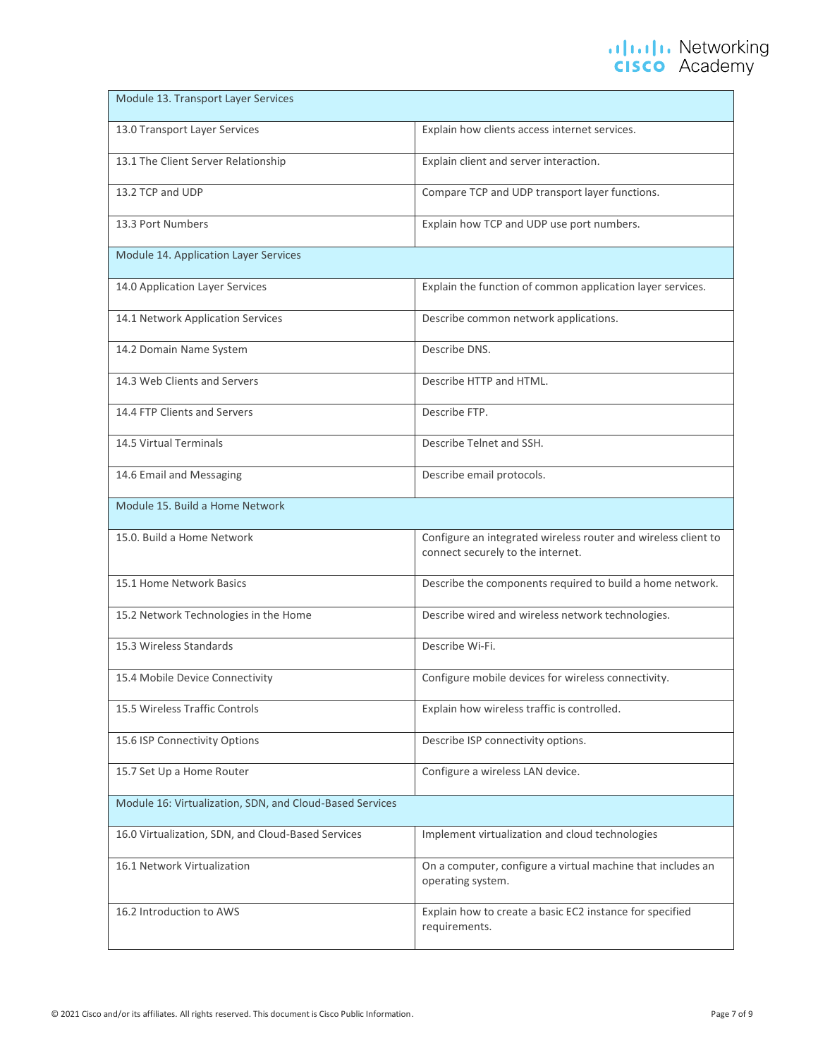| Module 13. Transport Layer Services | |
|---|---|
| 13.0 Transport Layer Services | Explain how clients access internet services. |
| 13.1 The Client Server Relationship | Explain client and server interaction. |
| 13.2 TCP and UDP | Compare TCP and UDP transport layer functions. |
| 13.3 Port Numbers | Explain how TCP and UDP use port numbers. |
| Module 14. Application Layer Services | |
| 14.0 Application Layer Services | Explain the function of common application layer services. |
| 14.1 Network Application Services | Describe common network applications. |
| 14.2 Domain Name System | Describe DNS. |
| 14.3 Web Clients and Servers | Describe HTTP and HTML. |
| 14.4 FTP Clients and Servers | Describe FTP. |
| 14.5 Virtual Terminals | Describe Telnet and SSH. |
| 14.6 Email and Messaging | Describe email protocols. |
| Module 15. Build a Home Network | |
| 15.0. Build a Home Network | Configure an integrated wireless router and wireless client to connect securely to the internet. |
| 15.1 Home Network Basics | Describe the components required to build a home network. |
| 15.2 Network Technologies in the Home | Describe wired and wireless network technologies. |
| 15.3 Wireless Standards | Describe Wi-Fi. |
| 15.4 Mobile Device Connectivity | Configure mobile devices for wireless connectivity. |
| 15.5 Wireless Traffic Controls | Explain how wireless traffic is controlled. |
| 15.6 ISP Connectivity Options | Describe ISP connectivity options. |
| 15.7 Set Up a Home Router | Configure a wireless LAN device. |
| Module 16: Virtualization, SDN, and Cloud-Based Services | |
| 16.0 Virtualization, SDN, and Cloud-Based Services | Implement virtualization and cloud technologies |
| 16.1 Network Virtualization | On a computer, configure a virtual machine that includes an operating system. |
| 16.2 Introduction to AWS | Explain how to create a basic EC2 instance for specified requirements. |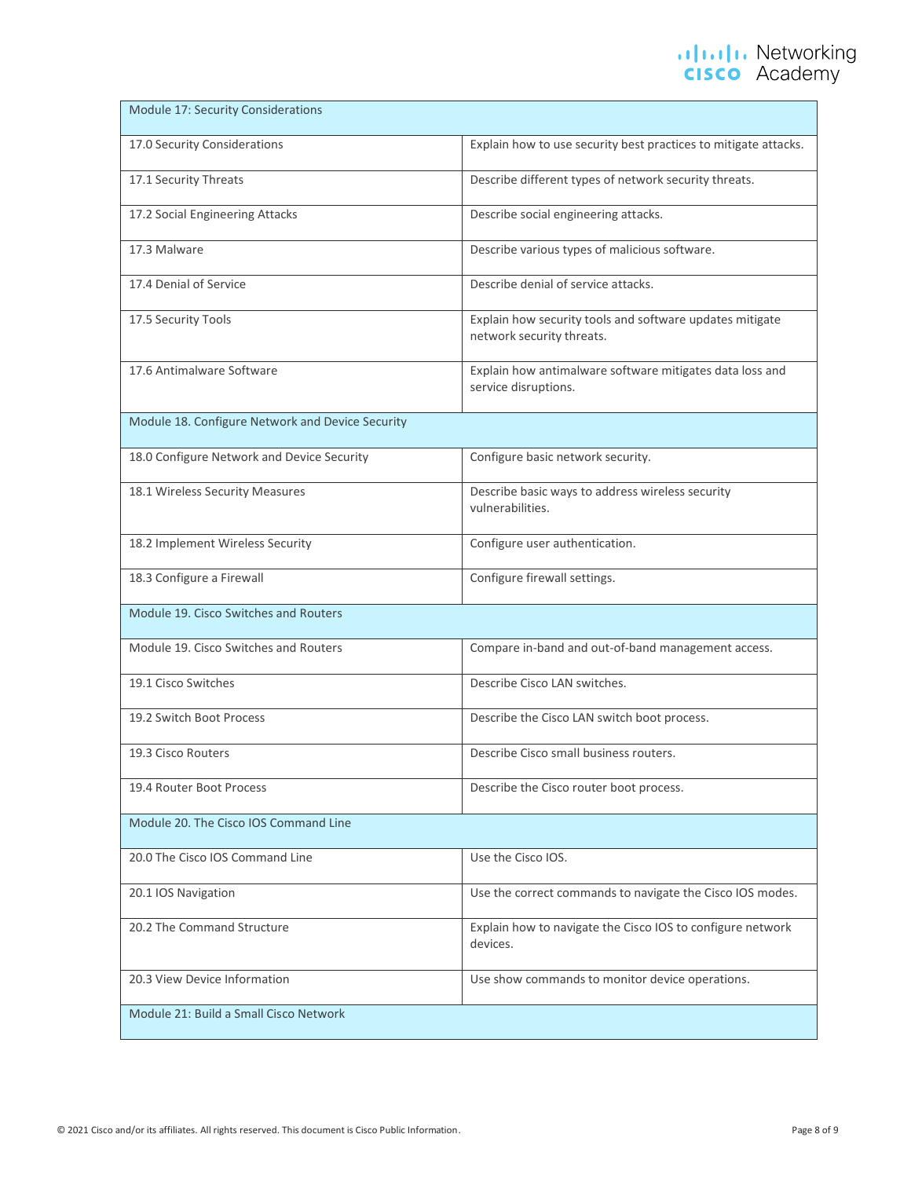| Module 17: Security Considerations | |
|---|---|
| 17.0 Security Considerations | Explain how to use security best practices to mitigate attacks. |
| 17.1 Security Threats | Describe different types of network security threats. |
| 17.2 Social Engineering Attacks | Describe social engineering attacks. |
| 17.3 Malware | Describe various types of malicious software. |
| 17.4 Denial of Service | Describe denial of service attacks. |
| 17.5 Security Tools | Explain how security tools and software updates mitigate network security threats. |
| 17.6 Antimalware Software | Explain how antimalware software mitigates data loss and service disruptions. |
| Module 18. Configure Network and Device Security | |
| 18.0 Configure Network and Device Security | Configure basic network security. |
| 18.1 Wireless Security Measures | Describe basic ways to address wireless security vulnerabilities. |
| 18.2 Implement Wireless Security | Configure user authentication. |
| 18.3 Configure a Firewall | Configure firewall settings. |
| Module 19. Cisco Switches and Routers | |
| Module 19. Cisco Switches and Routers | Compare in-band and out-of-band management access. |
| 19.1 Cisco Switches | Describe Cisco LAN switches. |
| 19.2 Switch Boot Process | Describe the Cisco LAN switch boot process. |
| 19.3 Cisco Routers | Describe Cisco small business routers. |
| 19.4 Router Boot Process | Describe the Cisco router boot process. |
| Module 20. The Cisco IOS Command Line | |
| 20.0 The Cisco IOS Command Line | Use the Cisco IOS. |
| 20.1 IOS Navigation | Use the correct commands to navigate the Cisco IOS modes. |
| 20.2 The Command Structure | Explain how to navigate the Cisco IOS to configure network devices. |
| 20.3 View Device Information | Use show commands to monitor device operations. |
| Module 21: Build a Small Cisco Network | |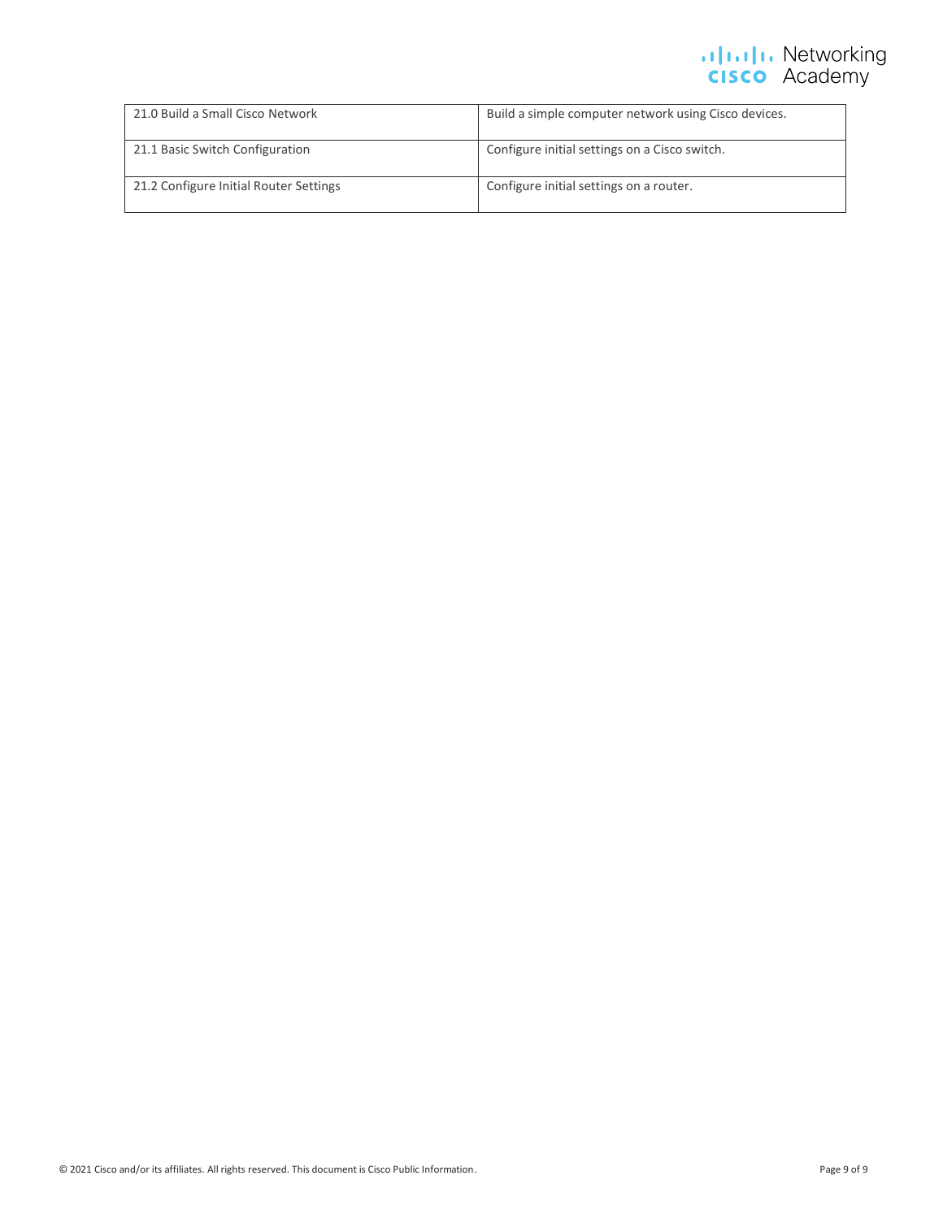| | |
|---|---|
| 21.0 Build a Small Cisco Network | Build a simple computer network using Cisco devices. |
| 21.1 Basic Switch Configuration | Configure initial settings on a Cisco switch. |
| 21.2 Configure Initial Router Settings | Configure initial settings on a router. |